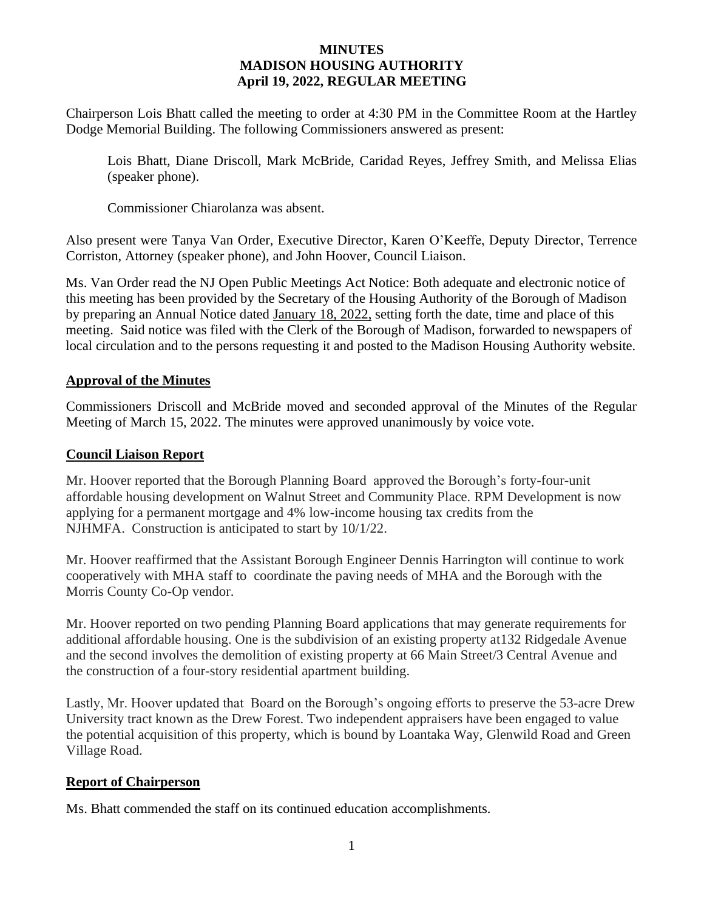# MINUTES
# MADISON HOUSING AUTHORITY
# April 19, 2022, REGULAR MEETING

Chairperson Lois Bhatt called the meeting to order at 4:30 PM in the Committee Room at the Hartley Dodge Memorial Building. The following Commissioners answered as present:

> Lois Bhatt, Diane Driscoll, Mark McBride, Caridad Reyes, Jeffrey Smith, and Melissa Elias (speaker phone).
>
> Commissioner Chiarolanza was absent.

Also present were Tanya Van Order, Executive Director, Karen O'Keeffe, Deputy Director, Terrence Corriston, Attorney (speaker phone), and John Hoover, Council Liaison.

Ms. Van Order read the NJ Open Public Meetings Act Notice: Both adequate and electronic notice of this meeting has been provided by the Secretary of the Housing Authority of the Borough of Madison by preparing an Annual Notice dated January 18, 2022, setting forth the date, time and place of this meeting. Said notice was filed with the Clerk of the Borough of Madison, forwarded to newspapers of local circulation and to the persons requesting it and posted to the Madison Housing Authority website.

## Approval of the Minutes

Commissioners Driscoll and McBride moved and seconded approval of the Minutes of the Regular Meeting of March 15, 2022. The minutes were approved unanimously by voice vote.

## Council Liaison Report

Mr. Hoover reported that the Borough Planning Board approved the Borough's forty-four-unit affordable housing development on Walnut Street and Community Place. RPM Development is now applying for a permanent mortgage and 4% low-income housing tax credits from the NJHMFA. Construction is anticipated to start by 10/1/22.

Mr. Hoover reaffirmed that the Assistant Borough Engineer Dennis Harrington will continue to work cooperatively with MHA staff to coordinate the paving needs of MHA and the Borough with the Morris County Co-Op vendor.

Mr. Hoover reported on two pending Planning Board applications that may generate requirements for additional affordable housing. One is the subdivision of an existing property at132 Ridgedale Avenue and the second involves the demolition of existing property at 66 Main Street/3 Central Avenue and the construction of a four-story residential apartment building.

Lastly, Mr. Hoover updated that Board on the Borough's ongoing efforts to preserve the 53-acre Drew University tract known as the Drew Forest. Two independent appraisers have been engaged to value the potential acquisition of this property, which is bound by Loantaka Way, Glenwild Road and Green Village Road.

## Report of Chairperson

Ms. Bhatt commended the staff on its continued education accomplishments.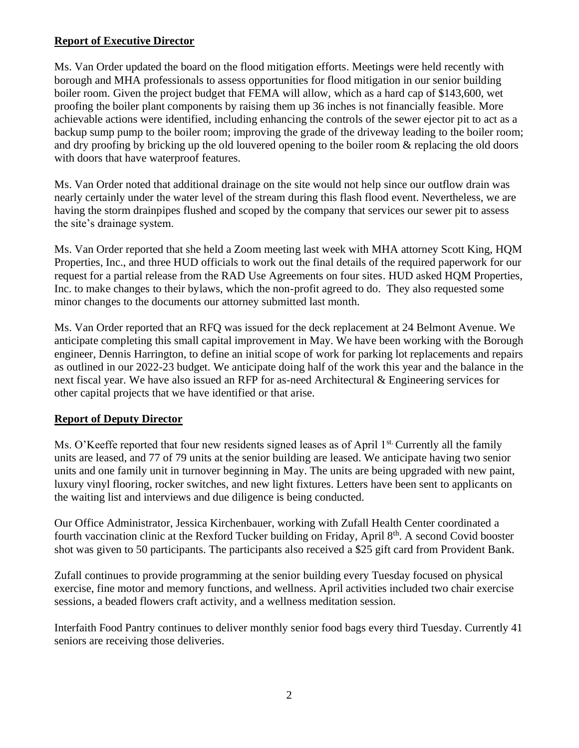**Report of Executive Director**

Ms. Van Order updated the board on the flood mitigation efforts. Meetings were held recently with borough and MHA professionals to assess opportunities for flood mitigation in our senior building boiler room. Given the project budget that FEMA will allow, which as a hard cap of $143,600, wet proofing the boiler plant components by raising them up 36 inches is not financially feasible. More achievable actions were identified, including enhancing the controls of the sewer ejector pit to act as a backup sump pump to the boiler room; improving the grade of the driveway leading to the boiler room; and dry proofing by bricking up the old louvered opening to the boiler room & replacing the old doors with doors that have waterproof features.

Ms. Van Order noted that additional drainage on the site would not help since our outflow drain was nearly certainly under the water level of the stream during this flash flood event. Nevertheless, we are having the storm drainpipes flushed and scoped by the company that services our sewer pit to assess the site's drainage system.

Ms. Van Order reported that she held a Zoom meeting last week with MHA attorney Scott King, HQM Properties, Inc., and three HUD officials to work out the final details of the required paperwork for our request for a partial release from the RAD Use Agreements on four sites. HUD asked HQM Properties, Inc. to make changes to their bylaws, which the non-profit agreed to do. They also requested some minor changes to the documents our attorney submitted last month.

Ms. Van Order reported that an RFQ was issued for the deck replacement at 24 Belmont Avenue. We anticipate completing this small capital improvement in May. We have been working with the Borough engineer, Dennis Harrington, to define an initial scope of work for parking lot replacements and repairs as outlined in our 2022-23 budget. We anticipate doing half of the work this year and the balance in the next fiscal year. We have also issued an RFP for as-need Architectural & Engineering services for other capital projects that we have identified or that arise.

**Report of Deputy Director**

Ms. O'Keeffe reported that four new residents signed leases as of April 1st. Currently all the family units are leased, and 77 of 79 units at the senior building are leased. We anticipate having two senior units and one family unit in turnover beginning in May. The units are being upgraded with new paint, luxury vinyl flooring, rocker switches, and new light fixtures. Letters have been sent to applicants on the waiting list and interviews and due diligence is being conducted.

Our Office Administrator, Jessica Kirchenbauer, working with Zufall Health Center coordinated a fourth vaccination clinic at the Rexford Tucker building on Friday, April 8th. A second Covid booster shot was given to 50 participants. The participants also received a $25 gift card from Provident Bank.

Zufall continues to provide programming at the senior building every Tuesday focused on physical exercise, fine motor and memory functions, and wellness. April activities included two chair exercise sessions, a beaded flowers craft activity, and a wellness meditation session.

Interfaith Food Pantry continues to deliver monthly senior food bags every third Tuesday. Currently 41 seniors are receiving those deliveries.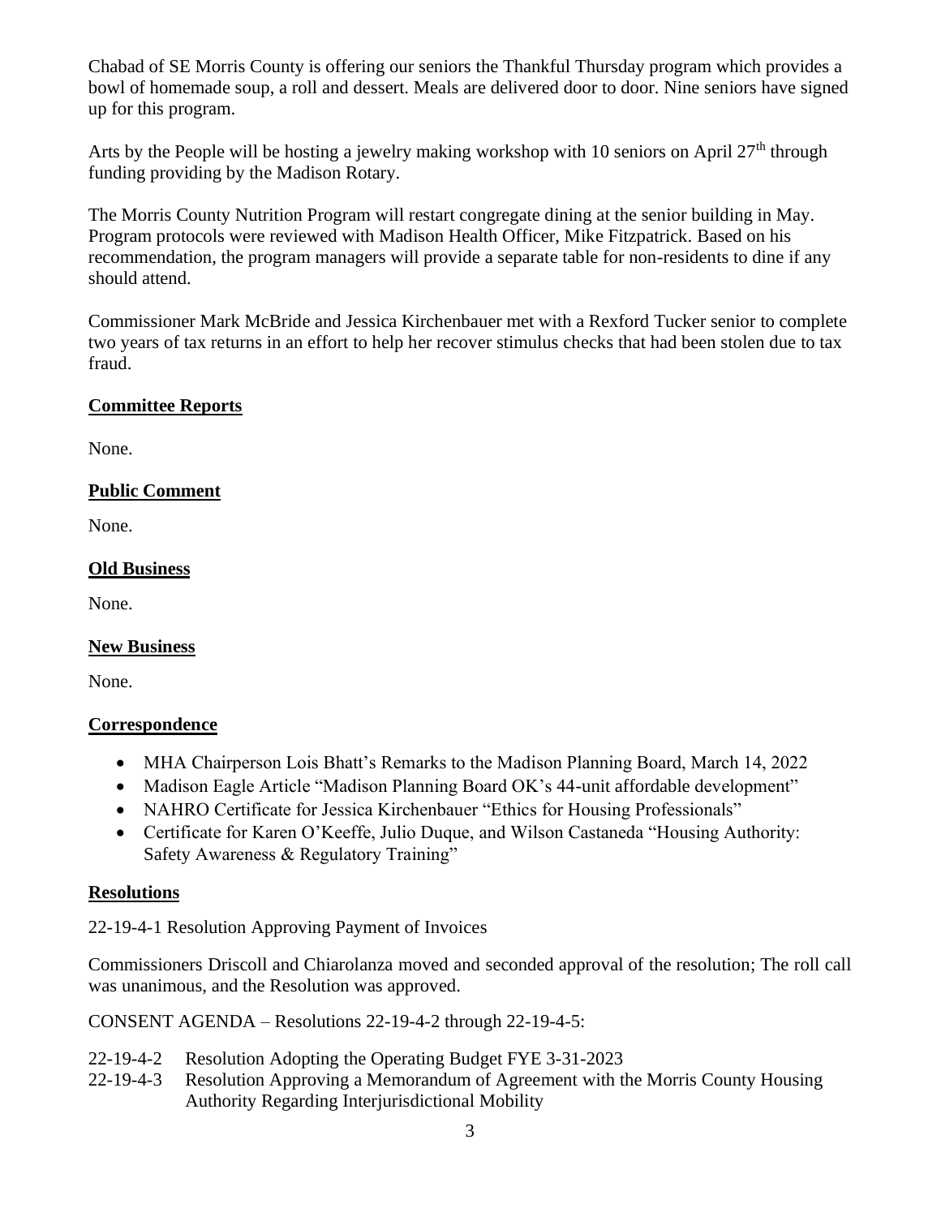Chabad of SE Morris County is offering our seniors the Thankful Thursday program which provides a bowl of homemade soup, a roll and dessert. Meals are delivered door to door. Nine seniors have signed up for this program.

Arts by the People will be hosting a jewelry making workshop with 10 seniors on April 27th through funding providing by the Madison Rotary.

The Morris County Nutrition Program will restart congregate dining at the senior building in May. Program protocols were reviewed with Madison Health Officer, Mike Fitzpatrick. Based on his recommendation, the program managers will provide a separate table for non-residents to dine if any should attend.

Commissioner Mark McBride and Jessica Kirchenbauer met with a Rexford Tucker senior to complete two years of tax returns in an effort to help her recover stimulus checks that had been stolen due to tax fraud.

## Committee Reports

None.

## Public Comment

None.

## Old Business

None.

## New Business

None.

## Correspondence

- MHA Chairperson Lois Bhatt's Remarks to the Madison Planning Board, March 14, 2022
- Madison Eagle Article "Madison Planning Board OK's 44-unit affordable development"
- NAHRO Certificate for Jessica Kirchenbauer "Ethics for Housing Professionals"
- Certificate for Karen O'Keeffe, Julio Duque, and Wilson Castaneda "Housing Authority: Safety Awareness & Regulatory Training"

## Resolutions

22-19-4-1 Resolution Approving Payment of Invoices

Commissioners Driscoll and Chiarolanza moved and seconded approval of the resolution; The roll call was unanimous, and the Resolution was approved.

CONSENT AGENDA – Resolutions 22-19-4-2 through 22-19-4-5:

22-19-4-2 Resolution Adopting the Operating Budget FYE 3-31-2023

22-19-4-3 Resolution Approving a Memorandum of Agreement with the Morris County Housing Authority Regarding Interjurisdictional Mobility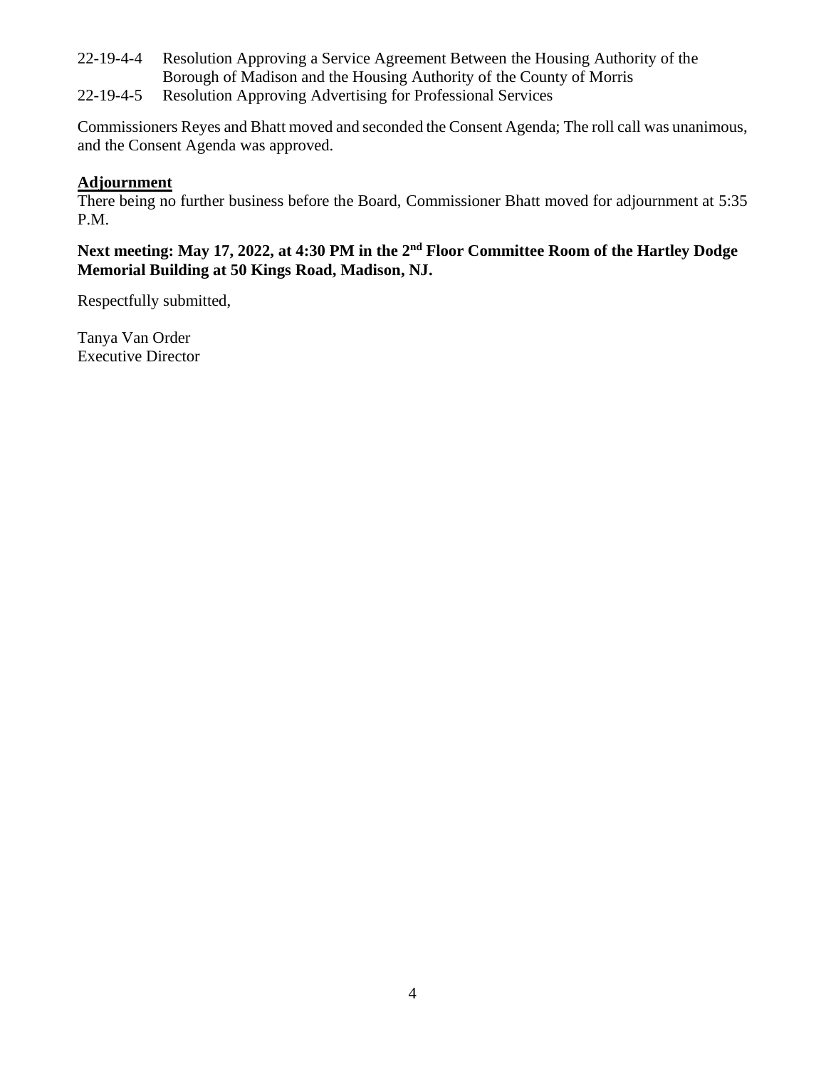22-19-4-4 Resolution Approving a Service Agreement Between the Housing Authority of the Borough of Madison and the Housing Authority of the County of Morris

22-19-4-5 Resolution Approving Advertising for Professional Services

Commissioners Reyes and Bhatt moved and seconded the Consent Agenda; The roll call was unanimous, and the Consent Agenda was approved.

**Adjournment**

There being no further business before the Board, Commissioner Bhatt moved for adjournment at 5:35 P.M.

**Next meeting: May 17, 2022, at 4:30 PM in the 2nd Floor Committee Room of the Hartley Dodge Memorial Building at 50 Kings Road, Madison, NJ.**

Respectfully submitted,

Tanya Van Order
Executive Director